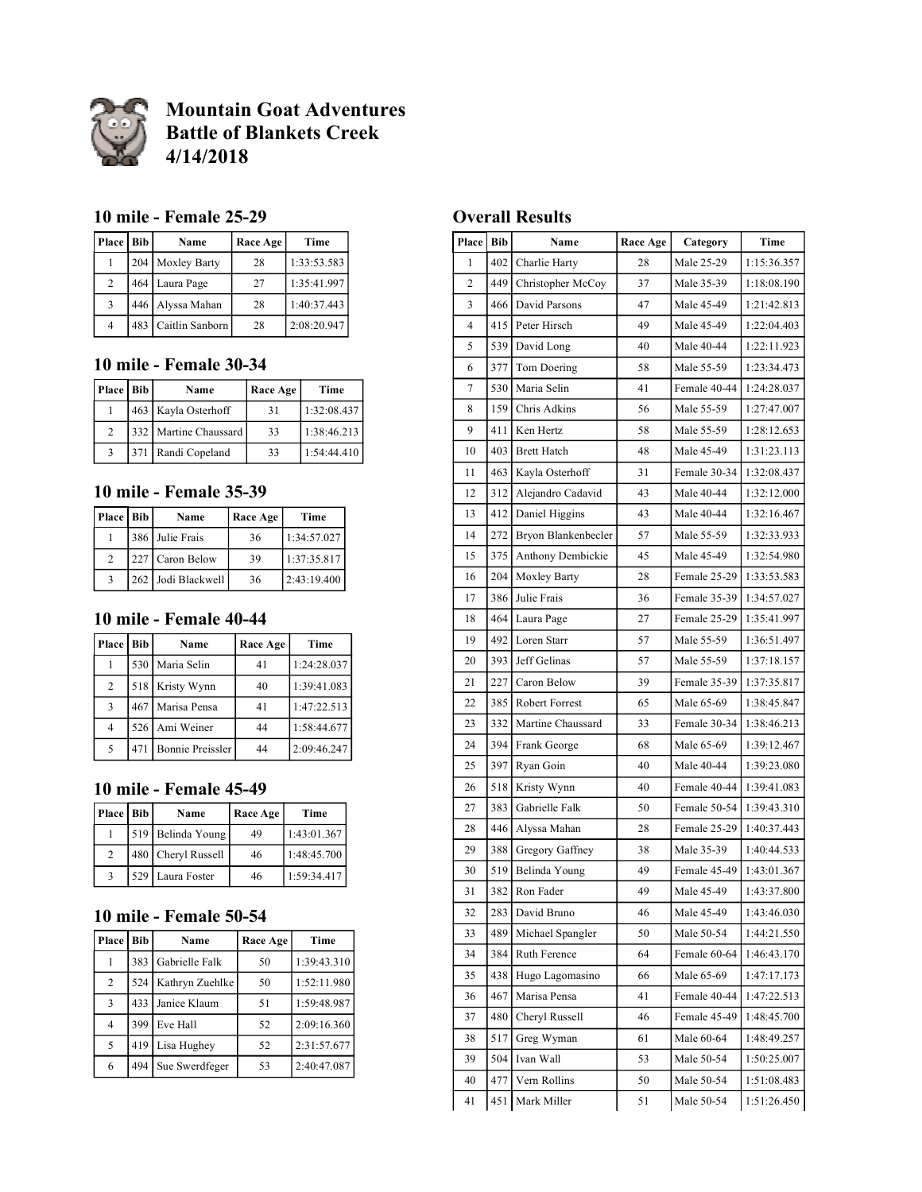# Mountain Goat Adventures
# Battle of Blankets Creek
# 4/14/2018

## 10 mile - Female 25-29

| Place | Bib | Name | Race Age | Time |
|---|---|---|---|---|
| 1 | 204 | Moxley Barty | 28 | 1:33:53.583 |
| 2 | 464 | Laura Page | 27 | 1:35:41.997 |
| 3 | 446 | Alyssa Mahan | 28 | 1:40:37.443 |
| 4 | 483 | Caitlin Sanborn | 28 | 2:08:20.947 |

## 10 mile - Female 30-34

| Place | Bib | Name | Race Age | Time |
|---|---|---|---|---|
| 1 | 463 | Kayla Osterhoff | 31 | 1:32:08.437 |
| 2 | 332 | Martine Chaussard | 33 | 1:38:46.213 |
| 3 | 371 | Randi Copeland | 33 | 1:54:44.410 |

## 10 mile - Female 35-39

| Place | Bib | Name | Race Age | Time |
|---|---|---|---|---|
| 1 | 386 | Julie Frais | 36 | 1:34:57.027 |
| 2 | 227 | Caron Below | 39 | 1:37:35.817 |
| 3 | 262 | Jodi Blackwell | 36 | 2:43:19.400 |

## 10 mile - Female 40-44

| Place | Bib | Name | Race Age | Time |
|---|---|---|---|---|
| 1 | 530 | Maria Selin | 41 | 1:24:28.037 |
| 2 | 518 | Kristy Wynn | 40 | 1:39:41.083 |
| 3 | 467 | Marisa Pensa | 41 | 1:47:22.513 |
| 4 | 526 | Ami Weiner | 44 | 1:58:44.677 |
| 5 | 471 | Bonnie Preissler | 44 | 2:09:46.247 |

## 10 mile - Female 45-49

| Place | Bib | Name | Race Age | Time |
|---|---|---|---|---|
| 1 | 519 | Belinda Young | 49 | 1:43:01.367 |
| 2 | 480 | Cheryl Russell | 46 | 1:48:45.700 |
| 3 | 529 | Laura Foster | 46 | 1:59:34.417 |

## 10 mile - Female 50-54

| Place | Bib | Name | Race Age | Time |
|---|---|---|---|---|
| 1 | 383 | Gabrielle Falk | 50 | 1:39:43.310 |
| 2 | 524 | Kathryn Zuehlke | 50 | 1:52:11.980 |
| 3 | 433 | Janice Klaum | 51 | 1:59:48.987 |
| 4 | 399 | Eve Hall | 52 | 2:09:16.360 |
| 5 | 419 | Lisa Hughey | 52 | 2:31:57.677 |
| 6 | 494 | Sue Swerdfeger | 53 | 2:40:47.087 |

## Overall Results

| Place | Bib | Name | Race Age | Category | Time |
|---|---|---|---|---|---|
| 1 | 402 | Charlie Harty | 28 | Male 25-29 | 1:15:36.357 |
| 2 | 449 | Christopher McCoy | 37 | Male 35-39 | 1:18:08.190 |
| 3 | 466 | David Parsons | 47 | Male 45-49 | 1:21:42.813 |
| 4 | 415 | Peter Hirsch | 49 | Male 45-49 | 1:22:04.403 |
| 5 | 539 | David Long | 40 | Male 40-44 | 1:22:11.923 |
| 6 | 377 | Tom Doering | 58 | Male 55-59 | 1:23:34.473 |
| 7 | 530 | Maria Selin | 41 | Female 40-44 | 1:24:28.037 |
| 8 | 159 | Chris Adkins | 56 | Male 55-59 | 1:27:47.007 |
| 9 | 411 | Ken Hertz | 58 | Male 55-59 | 1:28:12.653 |
| 10 | 403 | Brett Hatch | 48 | Male 45-49 | 1:31:23.113 |
| 11 | 463 | Kayla Osterhoff | 31 | Female 30-34 | 1:32:08.437 |
| 12 | 312 | Alejandro Cadavid | 43 | Male 40-44 | 1:32:12.000 |
| 13 | 412 | Daniel Higgins | 43 | Male 40-44 | 1:32:16.467 |
| 14 | 272 | Bryon Blankenbecler | 57 | Male 55-59 | 1:32:33.933 |
| 15 | 375 | Anthony Dembickie | 45 | Male 45-49 | 1:32:54.980 |
| 16 | 204 | Moxley Barty | 28 | Female 25-29 | 1:33:53.583 |
| 17 | 386 | Julie Frais | 36 | Female 35-39 | 1:34:57.027 |
| 18 | 464 | Laura Page | 27 | Female 25-29 | 1:35:41.997 |
| 19 | 492 | Loren Starr | 57 | Male 55-59 | 1:36:51.497 |
| 20 | 393 | Jeff Gelinas | 57 | Male 55-59 | 1:37:18.157 |
| 21 | 227 | Caron Below | 39 | Female 35-39 | 1:37:35.817 |
| 22 | 385 | Robert Forrest | 65 | Male 65-69 | 1:38:45.847 |
| 23 | 332 | Martine Chaussard | 33 | Female 30-34 | 1:38:46.213 |
| 24 | 394 | Frank George | 68 | Male 65-69 | 1:39:12.467 |
| 25 | 397 | Ryan Goin | 40 | Male 40-44 | 1:39:23.080 |
| 26 | 518 | Kristy Wynn | 40 | Female 40-44 | 1:39:41.083 |
| 27 | 383 | Gabrielle Falk | 50 | Female 50-54 | 1:39:43.310 |
| 28 | 446 | Alyssa Mahan | 28 | Female 25-29 | 1:40:37.443 |
| 29 | 388 | Gregory Gaffney | 38 | Male 35-39 | 1:40:44.533 |
| 30 | 519 | Belinda Young | 49 | Female 45-49 | 1:43:01.367 |
| 31 | 382 | Ron Fader | 49 | Male 45-49 | 1:43:37.800 |
| 32 | 283 | David Bruno | 46 | Male 45-49 | 1:43:46.030 |
| 33 | 489 | Michael Spangler | 50 | Male 50-54 | 1:44:21.550 |
| 34 | 384 | Ruth Ference | 64 | Female 60-64 | 1:46:43.170 |
| 35 | 438 | Hugo Lagomasino | 66 | Male 65-69 | 1:47:17.173 |
| 36 | 467 | Marisa Pensa | 41 | Female 40-44 | 1:47:22.513 |
| 37 | 480 | Cheryl Russell | 46 | Female 45-49 | 1:48:45.700 |
| 38 | 517 | Greg Wyman | 61 | Male 60-64 | 1:48:49.257 |
| 39 | 504 | Ivan Wall | 53 | Male 50-54 | 1:50:25.007 |
| 40 | 477 | Vern Rollins | 50 | Male 50-54 | 1:51:08.483 |
| 41 | 451 | Mark Miller | 51 | Male 50-54 | 1:51:26.450 |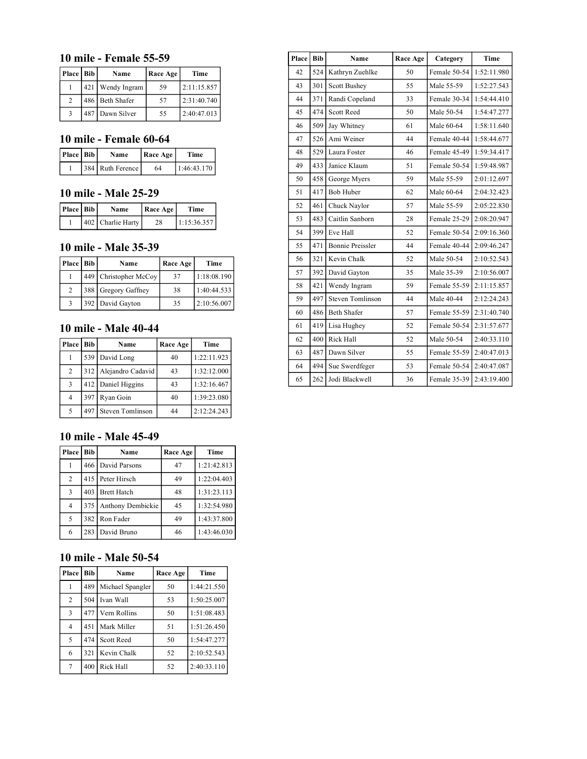## 10 mile - Female 55-59

| Place | Bib | Name | Race Age | Time |
|---|---|---|---|---|
| 1 | 421 | Wendy Ingram | 59 | 2:11:15.857 |
| 2 | 486 | Beth Shafer | 57 | 2:31:40.740 |
| 3 | 487 | Dawn Silver | 55 | 2:40:47.013 |

## 10 mile - Female 60-64

| Place | Bib | Name | Race Age | Time |
|---|---|---|---|---|
| 1 | 384 | Ruth Ference | 64 | 1:46:43.170 |

## 10 mile - Male 25-29

| Place | Bib | Name | Race Age | Time |
|---|---|---|---|---|
| 1 | 402 | Charlie Harty | 28 | 1:15:36.357 |

## 10 mile - Male 35-39

| Place | Bib | Name | Race Age | Time |
|---|---|---|---|---|
| 1 | 449 | Christopher McCoy | 37 | 1:18:08.190 |
| 2 | 388 | Gregory Gaffney | 38 | 1:40:44.533 |
| 3 | 392 | David Gayton | 35 | 2:10:56.007 |

## 10 mile - Male 40-44

| Place | Bib | Name | Race Age | Time |
|---|---|---|---|---|
| 1 | 539 | David Long | 40 | 1:22:11.923 |
| 2 | 312 | Alejandro Cadavid | 43 | 1:32:12.000 |
| 3 | 412 | Daniel Higgins | 43 | 1:32:16.467 |
| 4 | 397 | Ryan Goin | 40 | 1:39:23.080 |
| 5 | 497 | Steven Tomlinson | 44 | 2:12:24.243 |

## 10 mile - Male 45-49

| Place | Bib | Name | Race Age | Time |
|---|---|---|---|---|
| 1 | 466 | David Parsons | 47 | 1:21:42.813 |
| 2 | 415 | Peter Hirsch | 49 | 1:22:04.403 |
| 3 | 403 | Brett Hatch | 48 | 1:31:23.113 |
| 4 | 375 | Anthony Dembickie | 45 | 1:32:54.980 |
| 5 | 382 | Ron Fader | 49 | 1:43:37.800 |
| 6 | 283 | David Bruno | 46 | 1:43:46.030 |

## 10 mile - Male 50-54

| Place | Bib | Name | Race Age | Time |
|---|---|---|---|---|
| 1 | 489 | Michael Spangler | 50 | 1:44:21.550 |
| 2 | 504 | Ivan Wall | 53 | 1:50:25.007 |
| 3 | 477 | Vern Rollins | 50 | 1:51:08.483 |
| 4 | 451 | Mark Miller | 51 | 1:51:26.450 |
| 5 | 474 | Scott Reed | 50 | 1:54:47.277 |
| 6 | 321 | Kevin Chalk | 52 | 2:10:52.543 |
| 7 | 400 | Rick Hall | 52 | 2:40:33.110 |

| Place | Bib | Name | Race Age | Category | Time |
|---|---|---|---|---|---|
| 42 | 524 | Kathryn Zuehlke | 50 | Female 50-54 | 1:52:11.980 |
| 43 | 301 | Scott Bushey | 55 | Male 55-59 | 1:52:27.543 |
| 44 | 371 | Randi Copeland | 33 | Female 30-34 | 1:54:44.410 |
| 45 | 474 | Scott Reed | 50 | Male 50-54 | 1:54:47.277 |
| 46 | 509 | Jay Whitney | 61 | Male 60-64 | 1:58:11.640 |
| 47 | 526 | Ami Weiner | 44 | Female 40-44 | 1:58:44.677 |
| 48 | 529 | Laura Foster | 46 | Female 45-49 | 1:59:34.417 |
| 49 | 433 | Janice Klaum | 51 | Female 50-54 | 1:59:48.987 |
| 50 | 458 | George Myers | 59 | Male 55-59 | 2:01:12.697 |
| 51 | 417 | Bob Huber | 62 | Male 60-64 | 2:04:32.423 |
| 52 | 461 | Chuck Naylor | 57 | Male 55-59 | 2:05:22.830 |
| 53 | 483 | Caitlin Sanborn | 28 | Female 25-29 | 2:08:20.947 |
| 54 | 399 | Eve Hall | 52 | Female 50-54 | 2:09:16.360 |
| 55 | 471 | Bonnie Preissler | 44 | Female 40-44 | 2:09:46.247 |
| 56 | 321 | Kevin Chalk | 52 | Male 50-54 | 2:10:52.543 |
| 57 | 392 | David Gayton | 35 | Male 35-39 | 2:10:56.007 |
| 58 | 421 | Wendy Ingram | 59 | Female 55-59 | 2:11:15.857 |
| 59 | 497 | Steven Tomlinson | 44 | Male 40-44 | 2:12:24.243 |
| 60 | 486 | Beth Shafer | 57 | Female 55-59 | 2:31:40.740 |
| 61 | 419 | Lisa Hughey | 52 | Female 50-54 | 2:31:57.677 |
| 62 | 400 | Rick Hall | 52 | Male 50-54 | 2:40:33.110 |
| 63 | 487 | Dawn Silver | 55 | Female 55-59 | 2:40:47.013 |
| 64 | 494 | Sue Swerdfeger | 53 | Female 50-54 | 2:40:47.087 |
| 65 | 262 | Jodi Blackwell | 36 | Female 35-39 | 2:43:19.400 |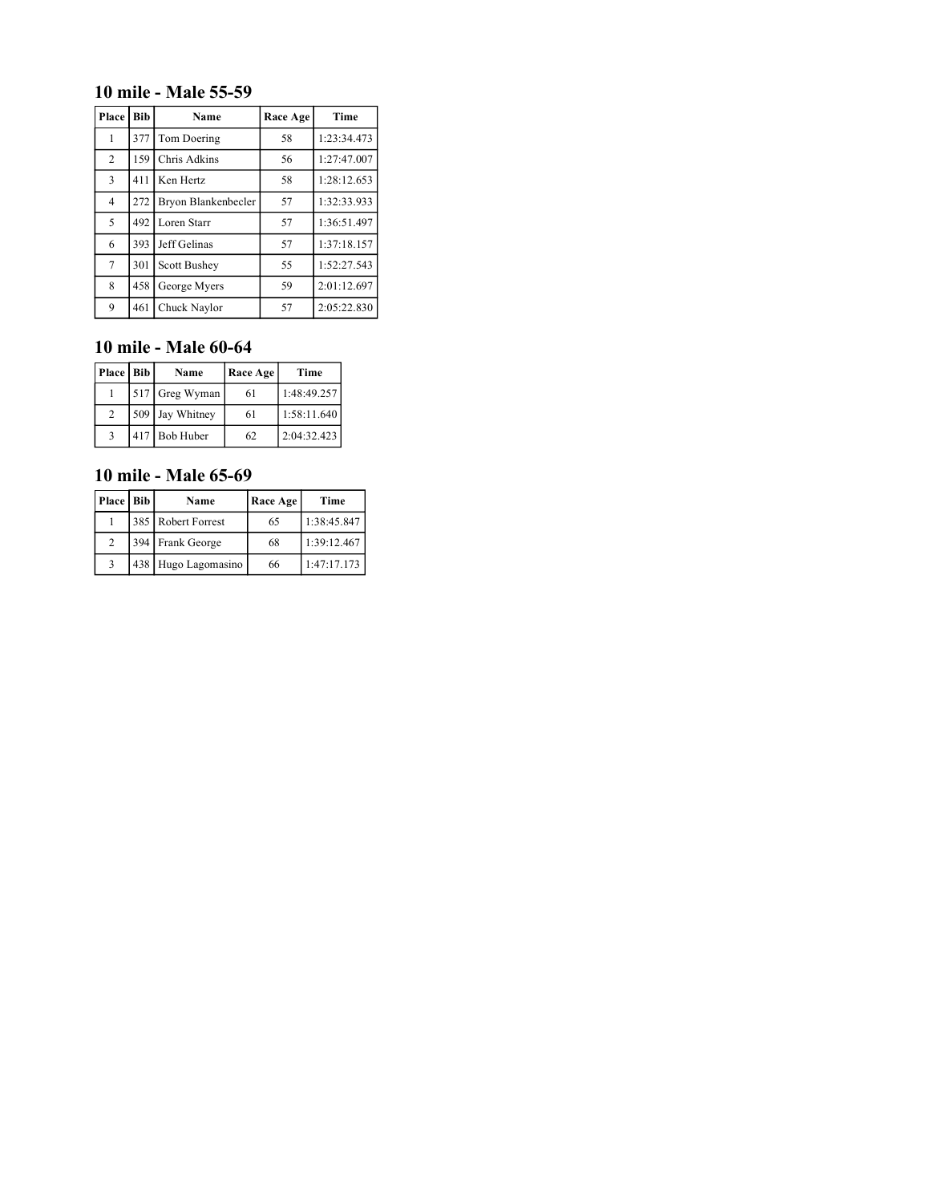## 10 mile - Male 55-59

| Place | Bib | Name | Race Age | Time |
|---|---|---|---|---|
| 1 | 377 | Tom Doering | 58 | 1:23:34.473 |
| 2 | 159 | Chris Adkins | 56 | 1:27:47.007 |
| 3 | 411 | Ken Hertz | 58 | 1:28:12.653 |
| 4 | 272 | Bryon Blankenbecler | 57 | 1:32:33.933 |
| 5 | 492 | Loren Starr | 57 | 1:36:51.497 |
| 6 | 393 | Jeff Gelinas | 57 | 1:37:18.157 |
| 7 | 301 | Scott Bushey | 55 | 1:52:27.543 |
| 8 | 458 | George Myers | 59 | 2:01:12.697 |
| 9 | 461 | Chuck Naylor | 57 | 2:05:22.830 |

## 10 mile - Male 60-64

| Place | Bib | Name | Race Age | Time |
|---|---|---|---|---|
| 1 | 517 | Greg Wyman | 61 | 1:48:49.257 |
| 2 | 509 | Jay Whitney | 61 | 1:58:11.640 |
| 3 | 417 | Bob Huber | 62 | 2:04:32.423 |

## 10 mile - Male 65-69

| Place | Bib | Name | Race Age | Time |
|---|---|---|---|---|
| 1 | 385 | Robert Forrest | 65 | 1:38:45.847 |
| 2 | 394 | Frank George | 68 | 1:39:12.467 |
| 3 | 438 | Hugo Lagomasino | 66 | 1:47:17.173 |